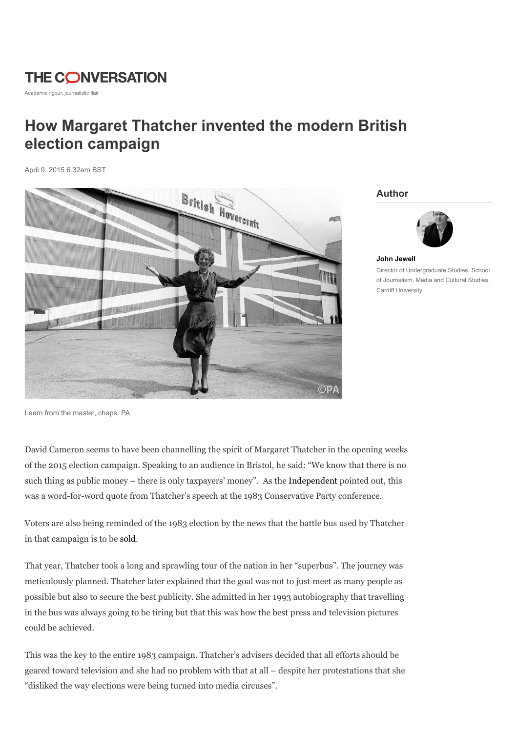THE CONVERSATION

Academic rigour, journalistic flair

# How Margaret Thatcher invented the modern British election campaign

April 9, 2015 6.32am BST

Learn from the master, chaps. PA

## Author

**John Jewell**

Director of Undergraduate Studies, School of Journalism, Media and Cultural Studies, Cardiff University

David Cameron seems to have been channelling the spirit of Margaret Thatcher in the opening weeks of the 2015 election campaign. Speaking to an audience in Bristol, he said: "We know that there is no such thing as public money – there is only taxpayers' money". As the Independent pointed out, this was a word-for-word quote from Thatcher's speech at the 1983 Conservative Party conference.

Voters are also being reminded of the 1983 election by the news that the battle bus used by Thatcher in that campaign is to be sold.

That year, Thatcher took a long and sprawling tour of the nation in her "superbus". The journey was meticulously planned. Thatcher later explained that the goal was not to just meet as many people as possible but also to secure the best publicity. She admitted in her 1993 autobiography that travelling in the bus was always going to be tiring but that this was how the best press and television pictures could be achieved.

This was the key to the entire 1983 campaign. Thatcher's advisers decided that all efforts should be geared toward television and she had no problem with that at all – despite her protestations that she "disliked the way elections were being turned into media circuses".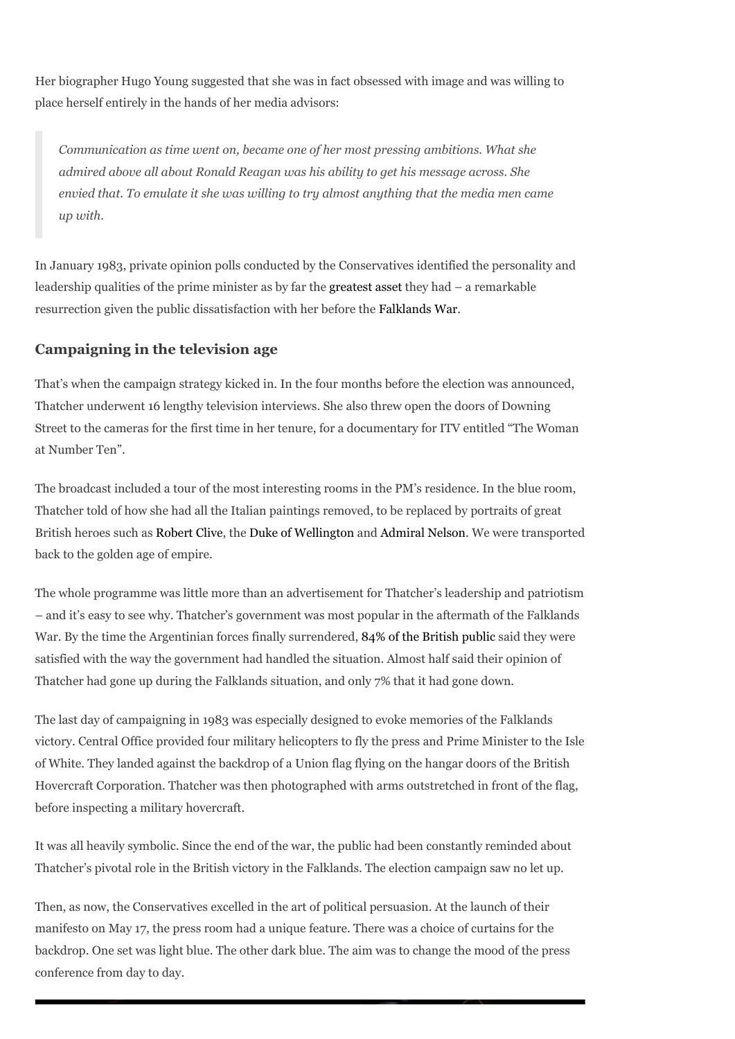Her biographer Hugo Young suggested that she was in fact obsessed with image and was willing to place herself entirely in the hands of her media advisors:

> *Communication as time went on, became one of her most pressing ambitions. What she admired above all about Ronald Reagan was his ability to get his message across. She envied that. To emulate it she was willing to try almost anything that the media men came up with.*

In January 1983, private opinion polls conducted by the Conservatives identified the personality and leadership qualities of the prime minister as by far the greatest asset they had – a remarkable resurrection given the public dissatisfaction with her before the Falklands War.

### Campaigning in the television age

That's when the campaign strategy kicked in. In the four months before the election was announced, Thatcher underwent 16 lengthy television interviews. She also threw open the doors of Downing Street to the cameras for the first time in her tenure, for a documentary for ITV entitled "The Woman at Number Ten".

The broadcast included a tour of the most interesting rooms in the PM's residence. In the blue room, Thatcher told of how she had all the Italian paintings removed, to be replaced by portraits of great British heroes such as Robert Clive, the Duke of Wellington and Admiral Nelson. We were transported back to the golden age of empire.

The whole programme was little more than an advertisement for Thatcher's leadership and patriotism – and it's easy to see why. Thatcher's government was most popular in the aftermath of the Falklands War. By the time the Argentinian forces finally surrendered, 84% of the British public said they were satisfied with the way the government had handled the situation. Almost half said their opinion of Thatcher had gone up during the Falklands situation, and only 7% that it had gone down.

The last day of campaigning in 1983 was especially designed to evoke memories of the Falklands victory. Central Office provided four military helicopters to fly the press and Prime Minister to the Isle of White. They landed against the backdrop of a Union flag flying on the hangar doors of the British Hovercraft Corporation. Thatcher was then photographed with arms outstretched in front of the flag, before inspecting a military hovercraft.

It was all heavily symbolic. Since the end of the war, the public had been constantly reminded about Thatcher's pivotal role in the British victory in the Falklands. The election campaign saw no let up.

Then, as now, the Conservatives excelled in the art of political persuasion. At the launch of their manifesto on May 17, the press room had a unique feature. There was a choice of curtains for the backdrop. One set was light blue. The other dark blue. The aim was to change the mood of the press conference from day to day.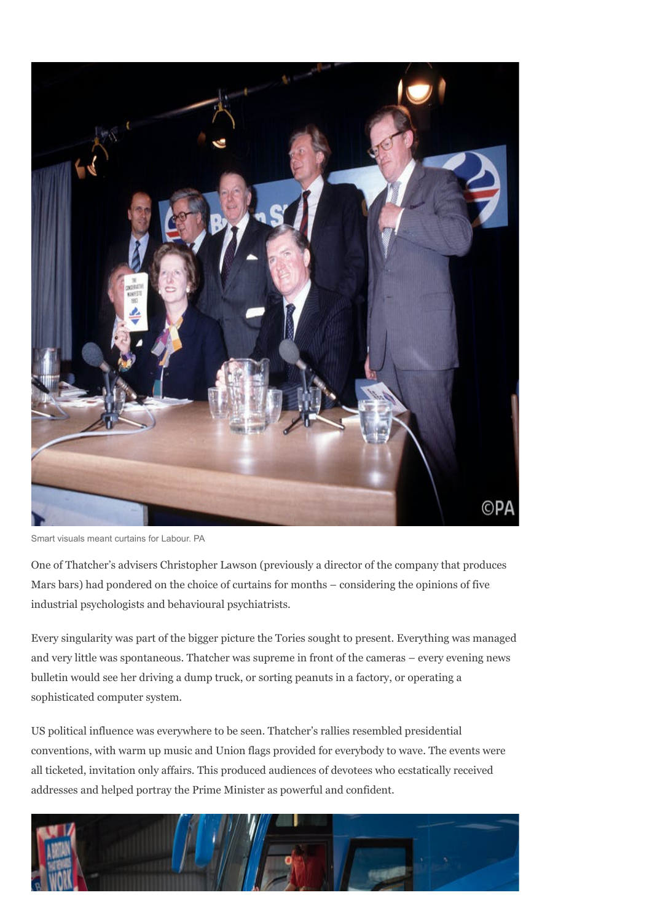Smart visuals meant curtains for Labour. PA

One of Thatcher's advisers Christopher Lawson (previously a director of the company that produces Mars bars) had pondered on the choice of curtains for months – considering the opinions of five industrial psychologists and behavioural psychiatrists.

Every singularity was part of the bigger picture the Tories sought to present. Everything was managed and very little was spontaneous. Thatcher was supreme in front of the cameras – every evening news bulletin would see her driving a dump truck, or sorting peanuts in a factory, or operating a sophisticated computer system.

US political influence was everywhere to be seen. Thatcher's rallies resembled presidential conventions, with warm up music and Union flags provided for everybody to wave. The events were all ticketed, invitation only affairs. This produced audiences of devotees who ecstatically received addresses and helped portray the Prime Minister as powerful and confident.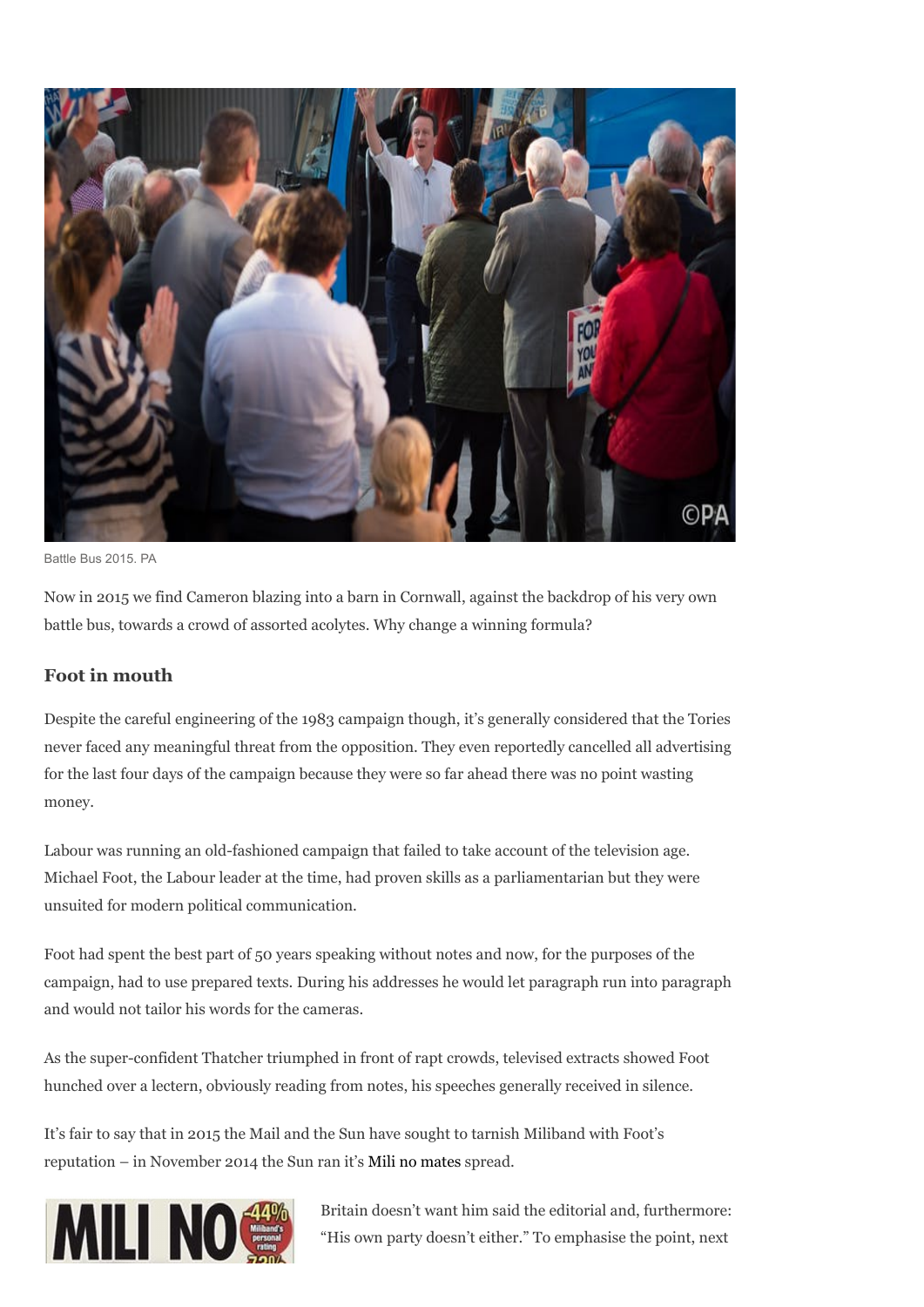Battle Bus 2015. PA

Now in 2015 we find Cameron blazing into a barn in Cornwall, against the backdrop of his very own battle bus, towards a crowd of assorted acolytes. Why change a winning formula?

### Foot in mouth

Despite the careful engineering of the 1983 campaign though, it's generally considered that the Tories never faced any meaningful threat from the opposition. They even reportedly cancelled all advertising for the last four days of the campaign because they were so far ahead there was no point wasting money.

Labour was running an old-fashioned campaign that failed to take account of the television age. Michael Foot, the Labour leader at the time, had proven skills as a parliamentarian but they were unsuited for modern political communication.

Foot had spent the best part of 50 years speaking without notes and now, for the purposes of the campaign, had to use prepared texts. During his addresses he would let paragraph run into paragraph and would not tailor his words for the cameras.

As the super-confident Thatcher triumphed in front of rapt crowds, televised extracts showed Foot hunched over a lectern, obviously reading from notes, his speeches generally received in silence.

It's fair to say that in 2015 the Mail and the Sun have sought to tarnish Miliband with Foot's reputation – in November 2014 the Sun ran it's Mili no mates spread.

Britain doesn't want him said the editorial and, furthermore: "His own party doesn't either." To emphasise the point, next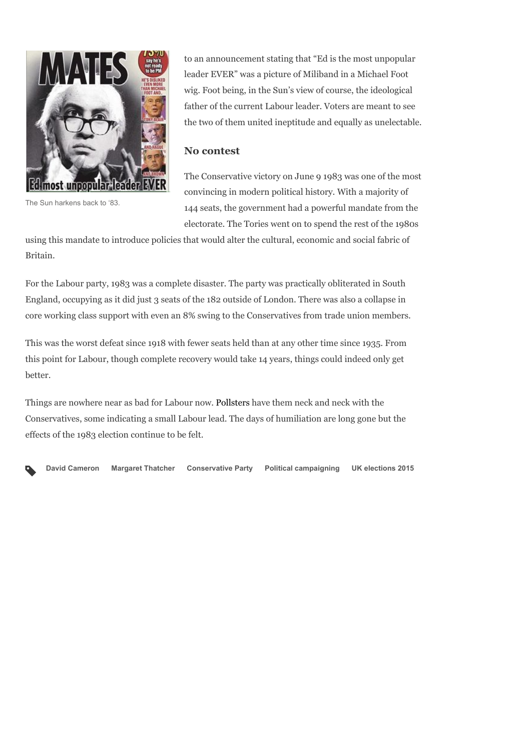The Sun harkens back to '83.

to an announcement stating that "Ed is the most unpopular leader EVER" was a picture of Miliband in a Michael Foot wig. Foot being, in the Sun's view of course, the ideological father of the current Labour leader. Voters are meant to see the two of them united ineptitude and equally as unelectable.

### No contest

The Conservative victory on June 9 1983 was one of the most convincing in modern political history. With a majority of 144 seats, the government had a powerful mandate from the electorate. The Tories went on to spend the rest of the 1980s using this mandate to introduce policies that would alter the cultural, economic and social fabric of Britain.

For the Labour party, 1983 was a complete disaster. The party was practically obliterated in South England, occupying as it did just 3 seats of the 182 outside of London. There was also a collapse in core working class support with even an 8% swing to the Conservatives from trade union members.

This was the worst defeat since 1918 with fewer seats held than at any other time since 1935. From this point for Labour, though complete recovery would take 14 years, things could indeed only get better.

Things are nowhere near as bad for Labour now. Pollsters have them neck and neck with the Conservatives, some indicating a small Labour lead. The days of humiliation are long gone but the effects of the 1983 election continue to be felt.

**David Cameron** **Margaret Thatcher** **Conservative Party** **Political campaigning** **UK elections 2015**